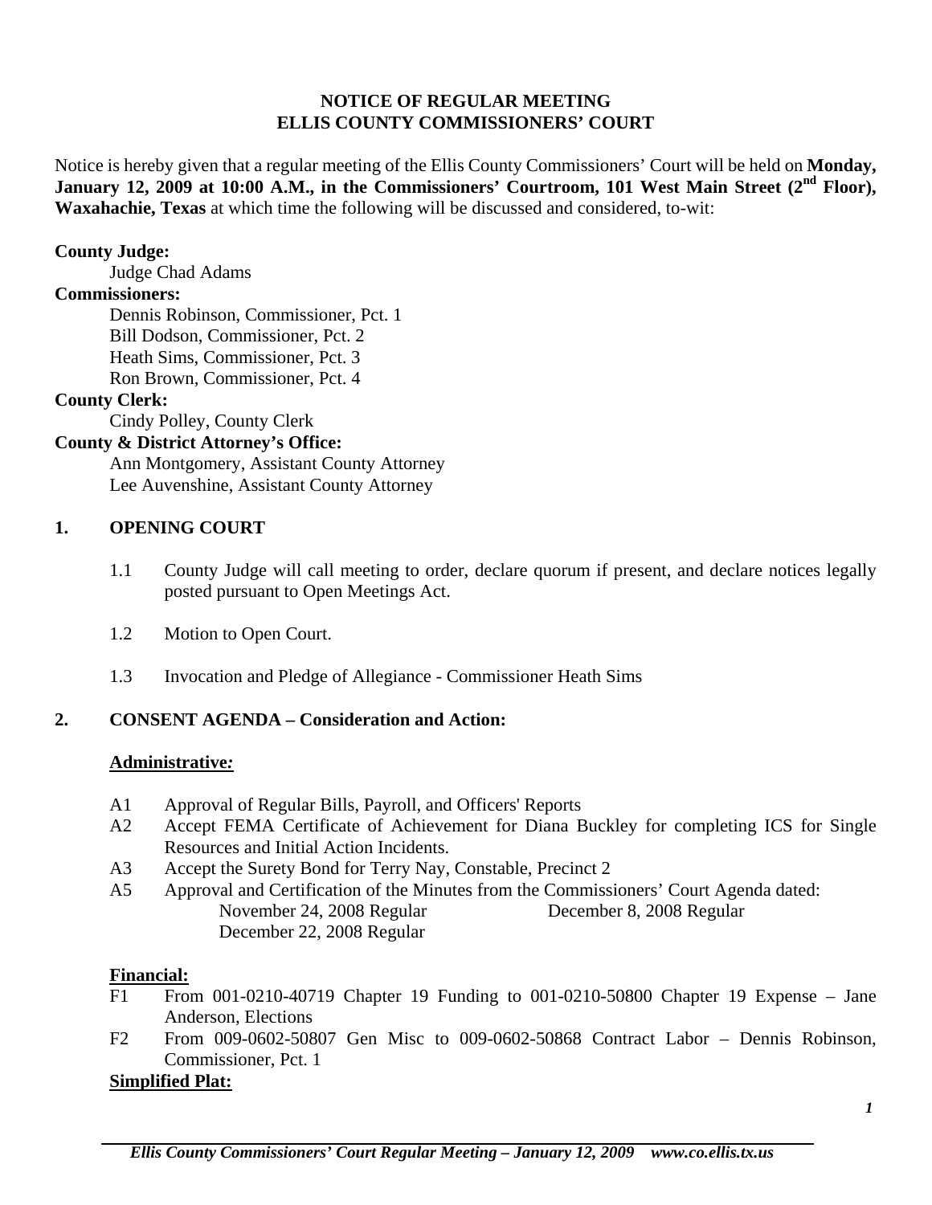# NOTICE OF REGULAR MEETING
# ELLIS COUNTY COMMISSIONERS' COURT

Notice is hereby given that a regular meeting of the Ellis County Commissioners' Court will be held on **Monday, January 12, 2009 at 10:00 A.M., in the Commissioners' Courtroom, 101 West Main Street (2nd Floor), Waxahachie, Texas** at which time the following will be discussed and considered, to-wit:

**County Judge:**
Judge Chad Adams

**Commissioners:**
Dennis Robinson, Commissioner, Pct. 1
Bill Dodson, Commissioner, Pct. 2
Heath Sims, Commissioner, Pct. 3
Ron Brown, Commissioner, Pct. 4

**County Clerk:**
Cindy Polley, County Clerk

**County & District Attorney's Office:**
Ann Montgomery, Assistant County Attorney
Lee Auvenshine, Assistant County Attorney

## 1. OPENING COURT

1.1 County Judge will call meeting to order, declare quorum if present, and declare notices legally posted pursuant to Open Meetings Act.

1.2 Motion to Open Court.

1.3 Invocation and Pledge of Allegiance - Commissioner Heath Sims

## 2. CONSENT AGENDA – Consideration and Action:

**Administrative:**

A1 Approval of Regular Bills, Payroll, and Officers' Reports

A2 Accept FEMA Certificate of Achievement for Diana Buckley for completing ICS for Single Resources and Initial Action Incidents.

A3 Accept the Surety Bond for Terry Nay, Constable, Precinct 2

A5 Approval and Certification of the Minutes from the Commissioners' Court Agenda dated:
November 24, 2008 Regular
December 8, 2008 Regular
December 22, 2008 Regular

**Financial:**

F1 From 001-0210-40719 Chapter 19 Funding to 001-0210-50800 Chapter 19 Expense – Jane Anderson, Elections

F2 From 009-0602-50807 Gen Misc to 009-0602-50868 Contract Labor – Dennis Robinson, Commissioner, Pct. 1

**Simplified Plat:**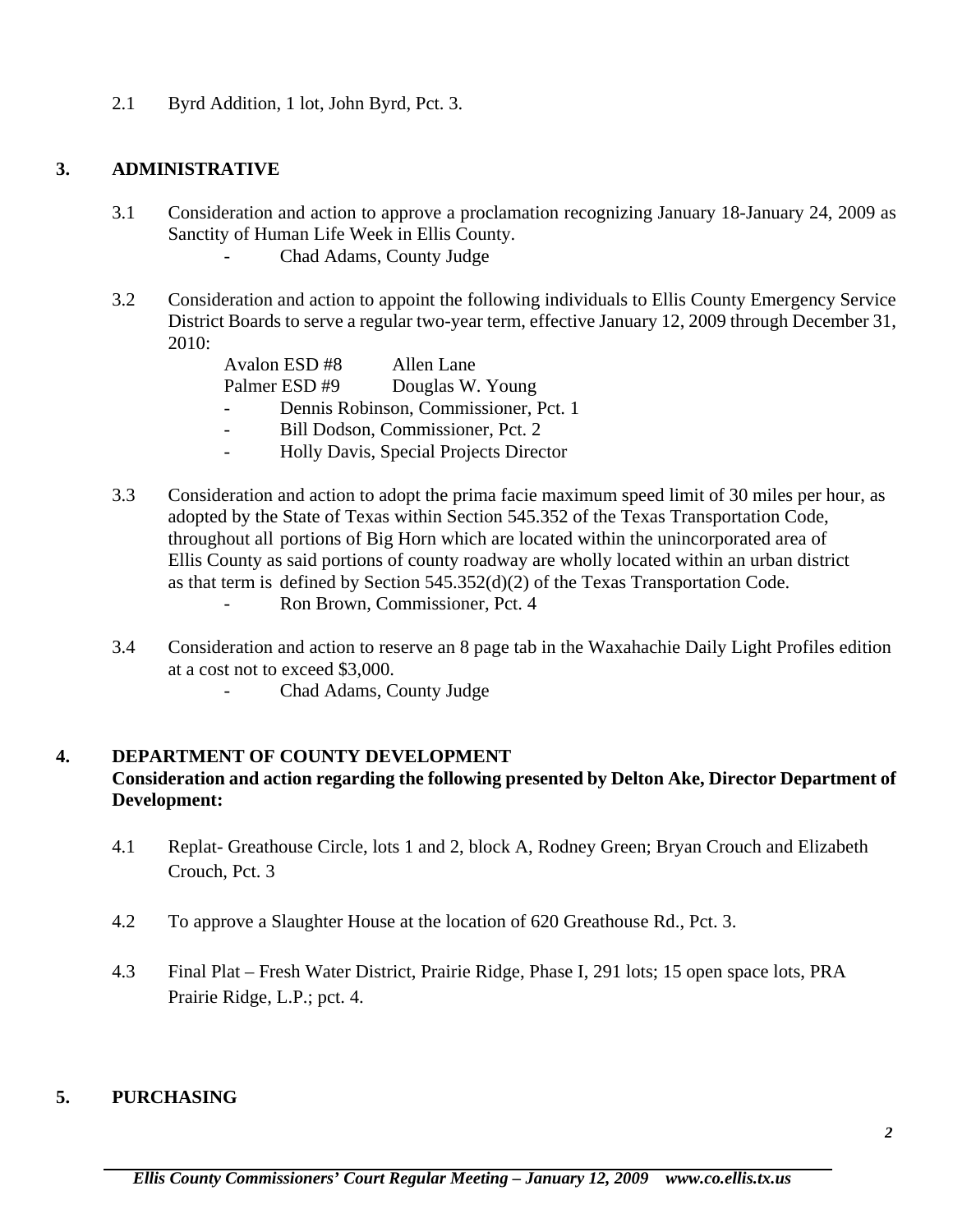2.1 Byrd Addition, 1 lot, John Byrd, Pct. 3.

## 3. ADMINISTRATIVE

3.1 Consideration and action to approve a proclamation recognizing January 18-January 24, 2009 as Sanctity of Human Life Week in Ellis County.
- Chad Adams, County Judge

3.2 Consideration and action to appoint the following individuals to Ellis County Emergency Service District Boards to serve a regular two-year term, effective January 12, 2009 through December 31, 2010:

Avalon ESD #8 Allen Lane
Palmer ESD #9 Douglas W. Young

- Dennis Robinson, Commissioner, Pct. 1
- Bill Dodson, Commissioner, Pct. 2
- Holly Davis, Special Projects Director

3.3 Consideration and action to adopt the prima facie maximum speed limit of 30 miles per hour, as adopted by the State of Texas within Section 545.352 of the Texas Transportation Code, throughout all portions of Big Horn which are located within the unincorporated area of Ellis County as said portions of county roadway are wholly located within an urban district as that term is defined by Section 545.352(d)(2) of the Texas Transportation Code.
- Ron Brown, Commissioner, Pct. 4

3.4 Consideration and action to reserve an 8 page tab in the Waxahachie Daily Light Profiles edition at a cost not to exceed $3,000.
- Chad Adams, County Judge

## 4. DEPARTMENT OF COUNTY DEVELOPMENT

**Consideration and action regarding the following presented by Delton Ake, Director Department of Development:**

4.1 Replat- Greathouse Circle, lots 1 and 2, block A, Rodney Green; Bryan Crouch and Elizabeth Crouch, Pct. 3

4.2 To approve a Slaughter House at the location of 620 Greathouse Rd., Pct. 3.

4.3 Final Plat – Fresh Water District, Prairie Ridge, Phase I, 291 lots; 15 open space lots, PRA Prairie Ridge, L.P.; pct. 4.

## 5. PURCHASING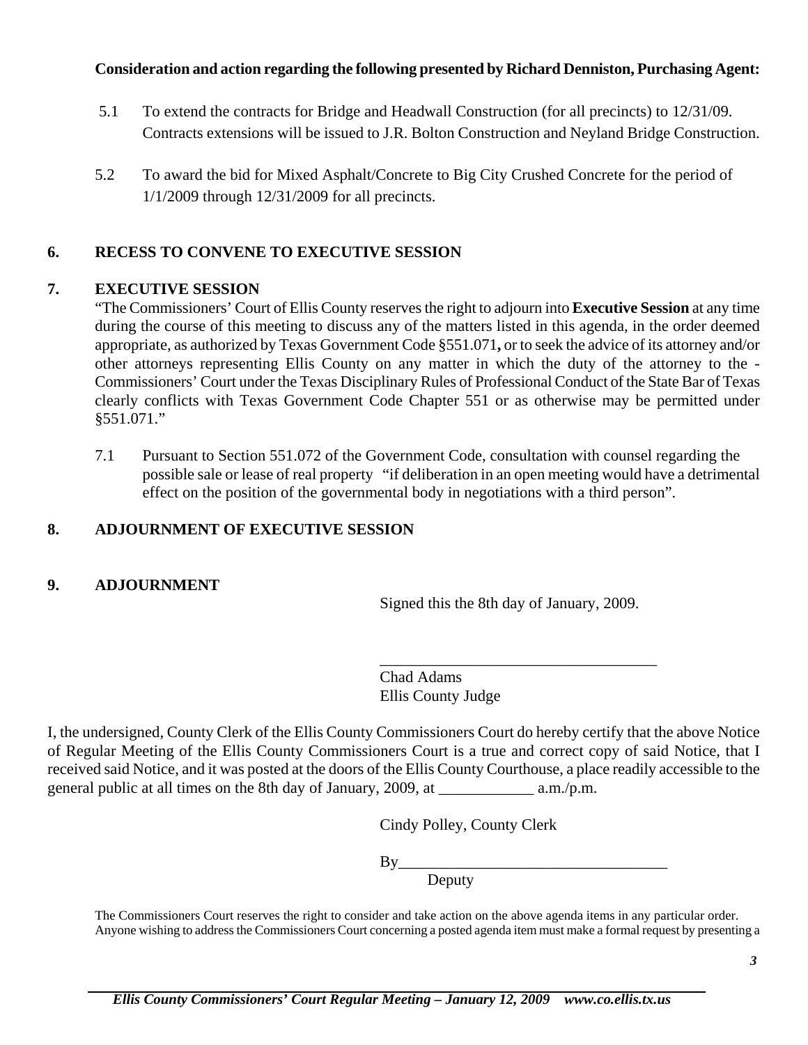**Consideration and action regarding the following presented by Richard Denniston, Purchasing Agent:**

5.1 To extend the contracts for Bridge and Headwall Construction (for all precincts) to 12/31/09. Contracts extensions will be issued to J.R. Bolton Construction and Neyland Bridge Construction.

5.2 To award the bid for Mixed Asphalt/Concrete to Big City Crushed Concrete for the period of 1/1/2009 through 12/31/2009 for all precincts.

## 6. RECESS TO CONVENE TO EXECUTIVE SESSION

## 7. EXECUTIVE SESSION

"The Commissioners' Court of Ellis County reserves the right to adjourn into **Executive Session** at any time during the course of this meeting to discuss any of the matters listed in this agenda, in the order deemed appropriate, as authorized by Texas Government Code §551.071**,** or to seek the advice of its attorney and/or other attorneys representing Ellis County on any matter in which the duty of the attorney to the - Commissioners' Court under the Texas Disciplinary Rules of Professional Conduct of the State Bar of Texas clearly conflicts with Texas Government Code Chapter 551 or as otherwise may be permitted under §551.071."

7.1 Pursuant to Section 551.072 of the Government Code, consultation with counsel regarding the possible sale or lease of real property "if deliberation in an open meeting would have a detrimental effect on the position of the governmental body in negotiations with a third person".

## 8. ADJOURNMENT OF EXECUTIVE SESSION

## 9. ADJOURNMENT

Signed this the 8th day of January, 2009.

___________________________________

Chad Adams
Ellis County Judge

I, the undersigned, County Clerk of the Ellis County Commissioners Court do hereby certify that the above Notice of Regular Meeting of the Ellis County Commissioners Court is a true and correct copy of said Notice, that I received said Notice, and it was posted at the doors of the Ellis County Courthouse, a place readily accessible to the general public at all times on the 8th day of January, 2009, at ____________ a.m./p.m.

Cindy Polley, County Clerk

By__________________________________
Deputy

The Commissioners Court reserves the right to consider and take action on the above agenda items in any particular order. Anyone wishing to address the Commissioners Court concerning a posted agenda item must make a formal request by presenting a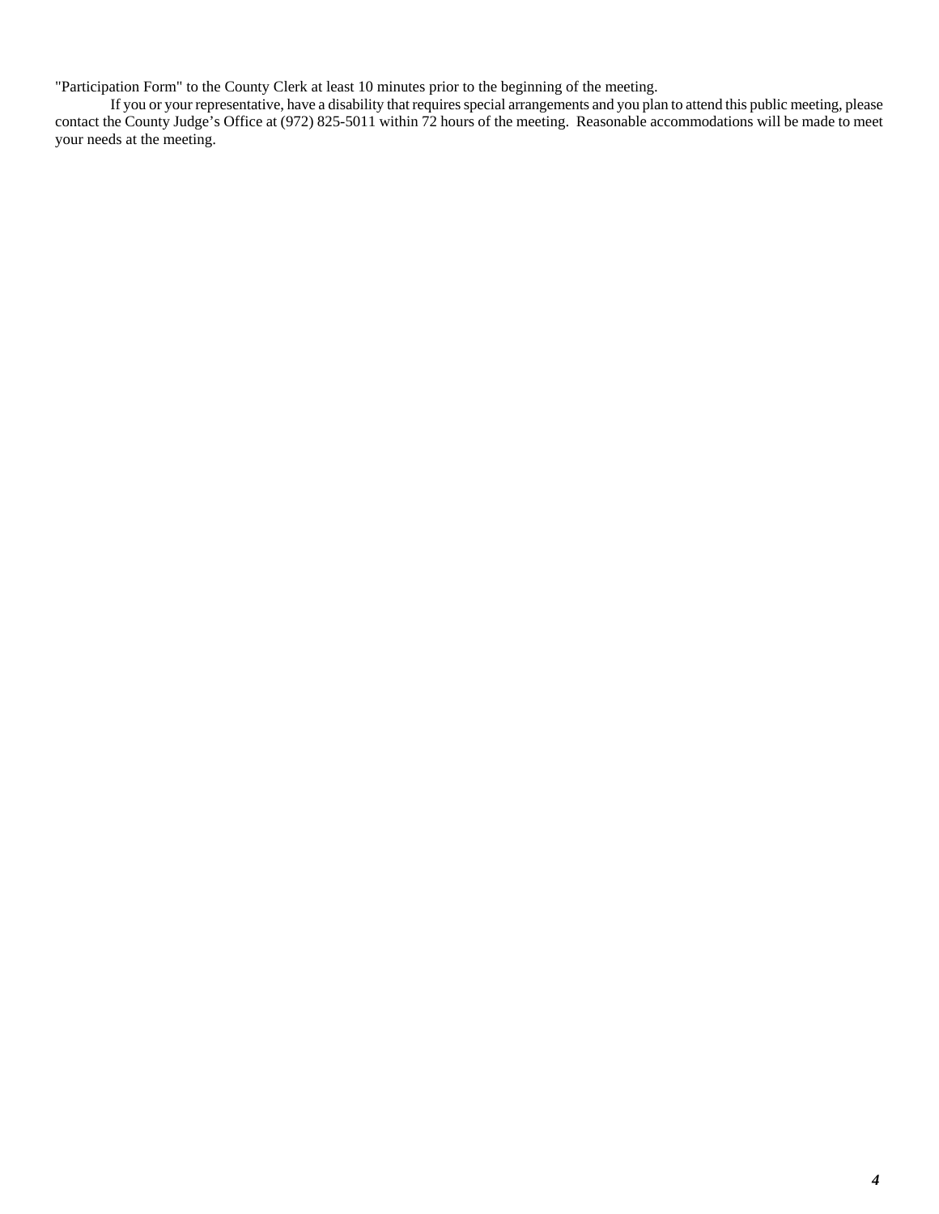"Participation Form" to the County Clerk at least 10 minutes prior to the beginning of the meeting.

If you or your representative, have a disability that requires special arrangements and you plan to attend this public meeting, please contact the County Judge's Office at (972) 825-5011 within 72 hours of the meeting. Reasonable accommodations will be made to meet your needs at the meeting.